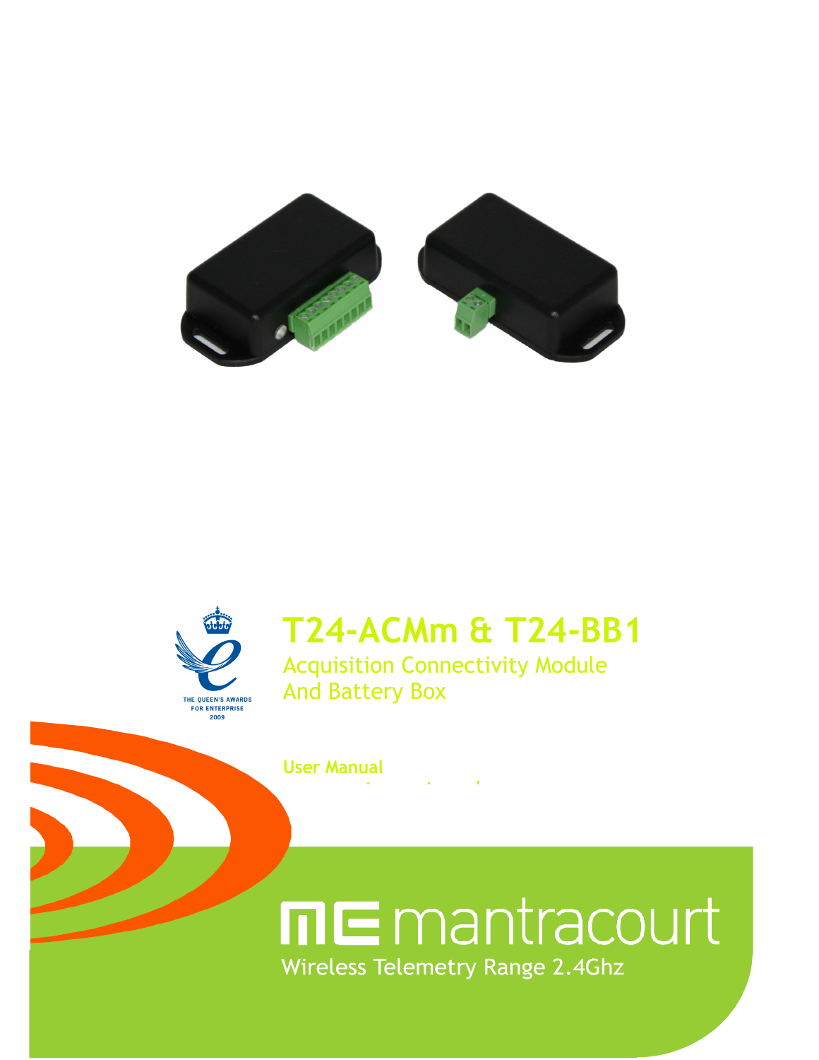# T24-ACMm & T24-BB1

## Acquisition Connectivity Module And Battery Box

THE QUEEN'S AWARDS FOR ENTERPRISE 2009

**User Manual**

mantracourt

Wireless Telemetry Range 2.4Ghz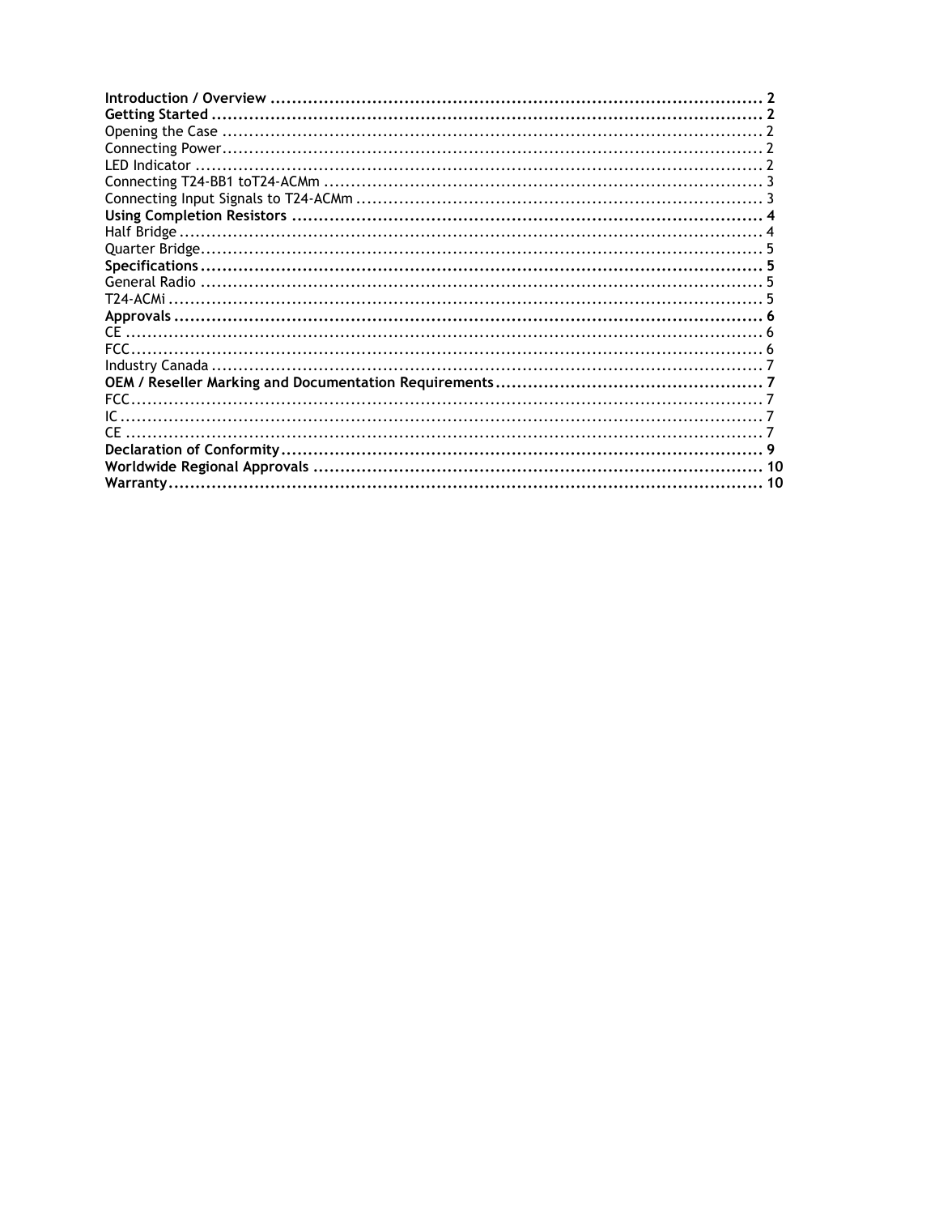**Introduction / Overview** ........................................................................................ **2**
**Getting Started** ..................................................................................................... **2**
Opening the Case ....................................................................................................... 2
Connecting Power....................................................................................................... 2
LED Indicator ............................................................................................................. 2
Connecting T24-BB1 toT24-ACMm .................................................................................. 3
Connecting Input Signals to T24-ACMm ............................................................................ 3
**Using Completion Resistors** ....................................................................................... **4**
Half Bridge ................................................................................................................ 4
Quarter Bridge............................................................................................................ 5
**Specifications** .......................................................................................................... **5**
General Radio ............................................................................................................ 5
T24-ACMi ................................................................................................................... 5
**Approvals** ................................................................................................................ **6**
CE ............................................................................................................................ 6
FCC........................................................................................................................... 6
Industry Canada .......................................................................................................... 7
**OEM / Reseller Marking and Documentation Requirements** ................................................ **7**
FCC........................................................................................................................... 7
IC ............................................................................................................................. 7
CE ............................................................................................................................ 7
**Declaration of Conformity** .......................................................................................... **9**
**Worldwide Regional Approvals** .................................................................................... **10**
**Warranty** ................................................................................................................. **10**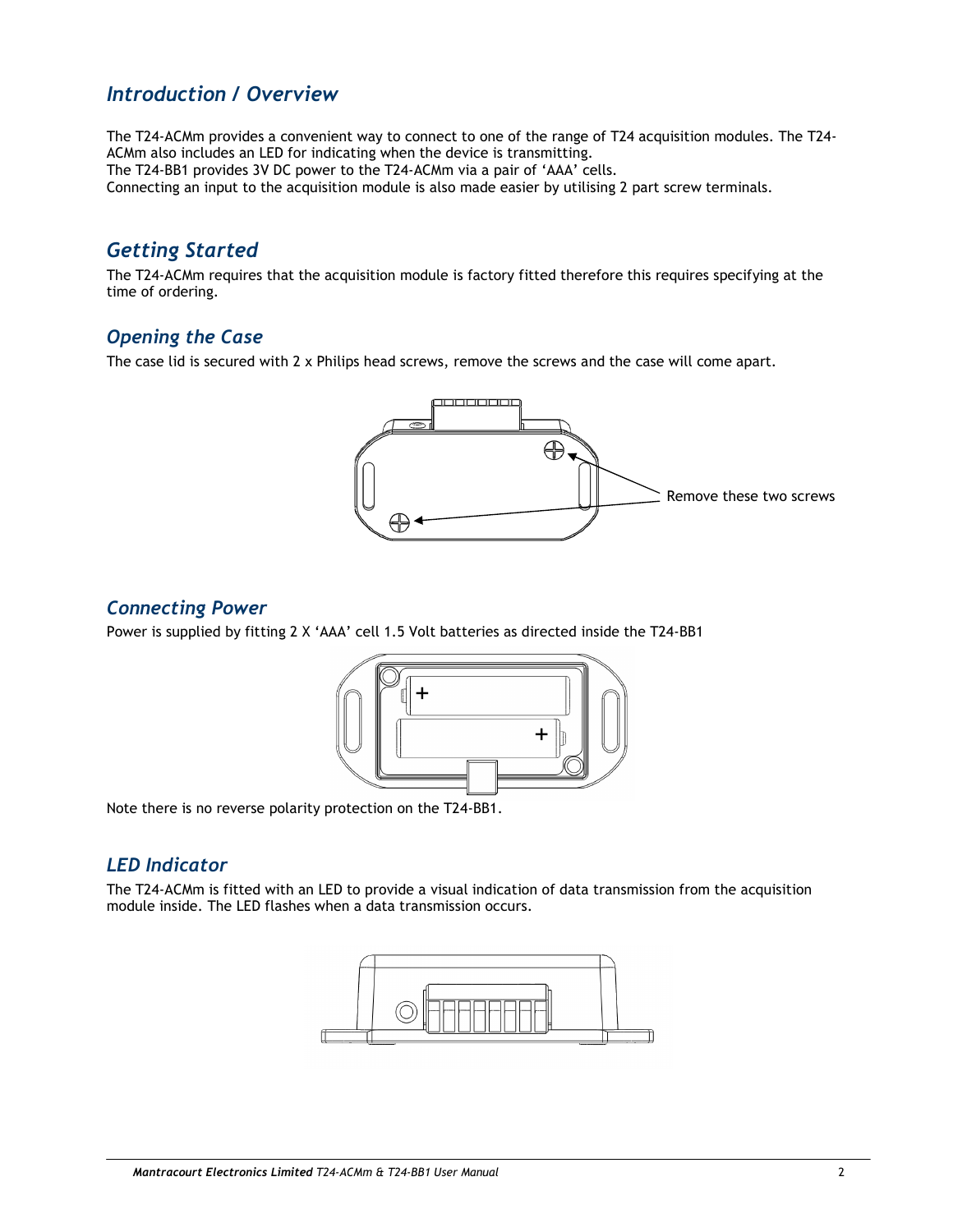## Introduction / Overview

The T24-ACMm provides a convenient way to connect to one of the range of T24 acquisition modules. The T24-ACMm also includes an LED for indicating when the device is transmitting.
The T24-BB1 provides 3V DC power to the T24-ACMm via a pair of 'AAA' cells.
Connecting an input to the acquisition module is also made easier by utilising 2 part screw terminals.

## Getting Started

The T24-ACMm requires that the acquisition module is factory fitted therefore this requires specifying at the time of ordering.

### Opening the Case

The case lid is secured with 2 x Philips head screws, remove the screws and the case will come apart.

Remove these two screws

### Connecting Power

Power is supplied by fitting 2 X 'AAA' cell 1.5 Volt batteries as directed inside the T24-BB1

Note there is no reverse polarity protection on the T24-BB1.

### LED Indicator

The T24-ACMm is fitted with an LED to provide a visual indication of data transmission from the acquisition module inside. The LED flashes when a data transmission occurs.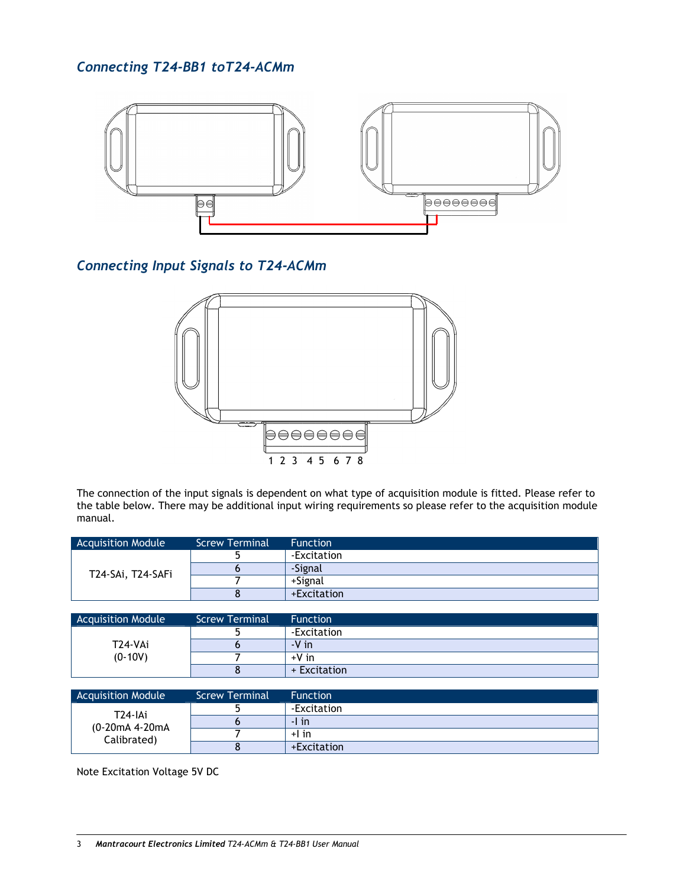## Connecting T24-BB1 toT24-ACMm

## Connecting Input Signals to T24-ACMm

1 2 3 4 5 6 7 8

The connection of the input signals is dependent on what type of acquisition module is fitted. Please refer to the table below. There may be additional input wiring requirements so please refer to the acquisition module manual.

| Acquisition Module | Screw Terminal | Function |
|---|---|---|
| T24-SAi, T24-SAFi | 5 | -Excitation |
| | 6 | -Signal |
| | 7 | +Signal |
| | 8 | +Excitation |

| Acquisition Module | Screw Terminal | Function |
|---|---|---|
| T24-VAi (0-10V) | 5 | -Excitation |
| | 6 | -V in |
| | 7 | +V in |
| | 8 | + Excitation |

| Acquisition Module | Screw Terminal | Function |
|---|---|---|
| T24-IAi (0-20mA 4-20mA Calibrated) | 5 | -Excitation |
| | 6 | -I in |
| | 7 | +I in |
| | 8 | +Excitation |

Note Excitation Voltage 5V DC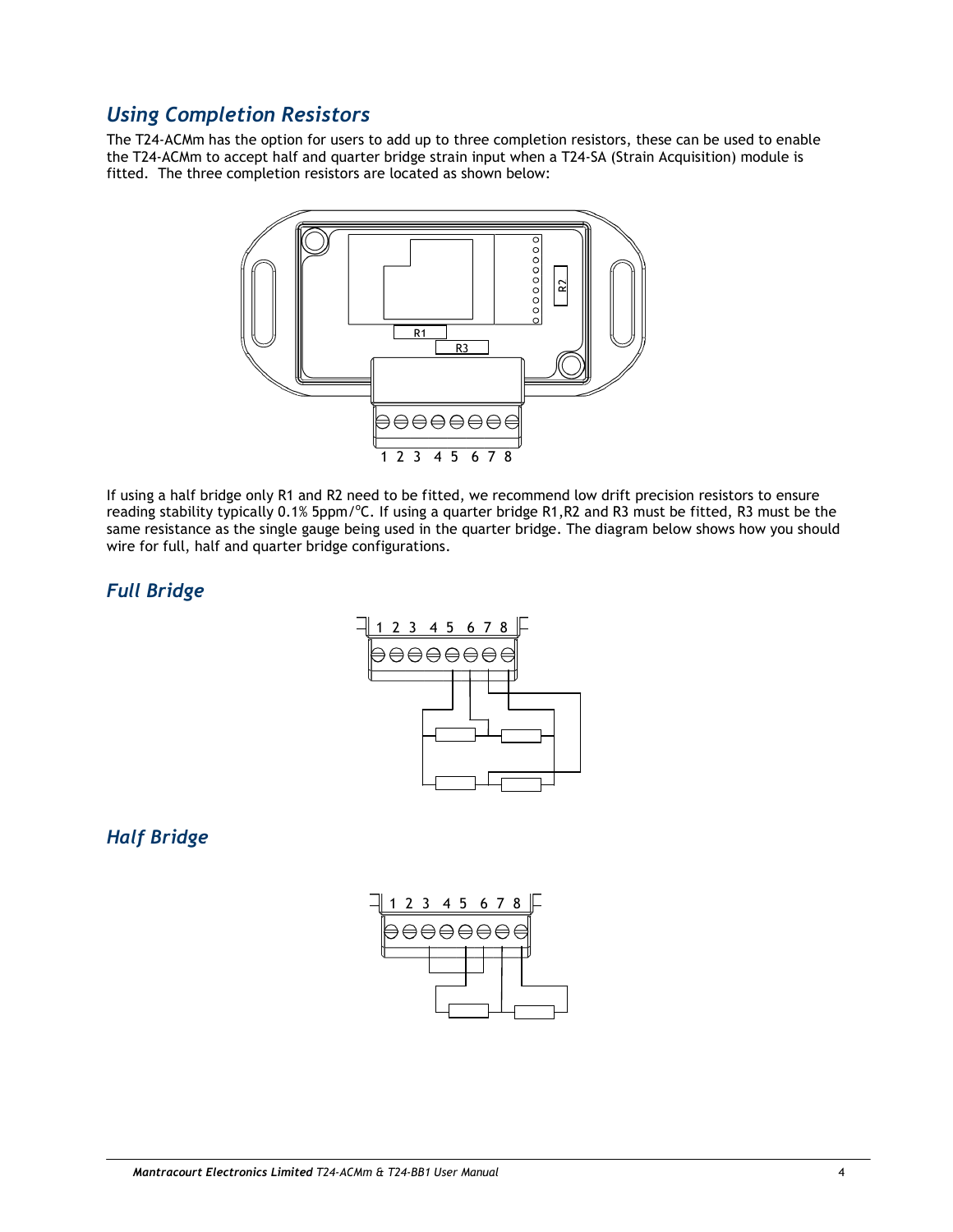## Using Completion Resistors

The T24-ACMm has the option for users to add up to three completion resistors, these can be used to enable the T24-ACMm to accept half and quarter bridge strain input when a T24-SA (Strain Acquisition) module is fitted. The three completion resistors are located as shown below:

If using a half bridge only R1 and R2 need to be fitted, we recommend low drift precision resistors to ensure reading stability typically 0.1% 5ppm/°C. If using a quarter bridge R1,R2 and R3 must be fitted, R3 must be the same resistance as the single gauge being used in the quarter bridge. The diagram below shows how you should wire for full, half and quarter bridge configurations.

## Full Bridge

## Half Bridge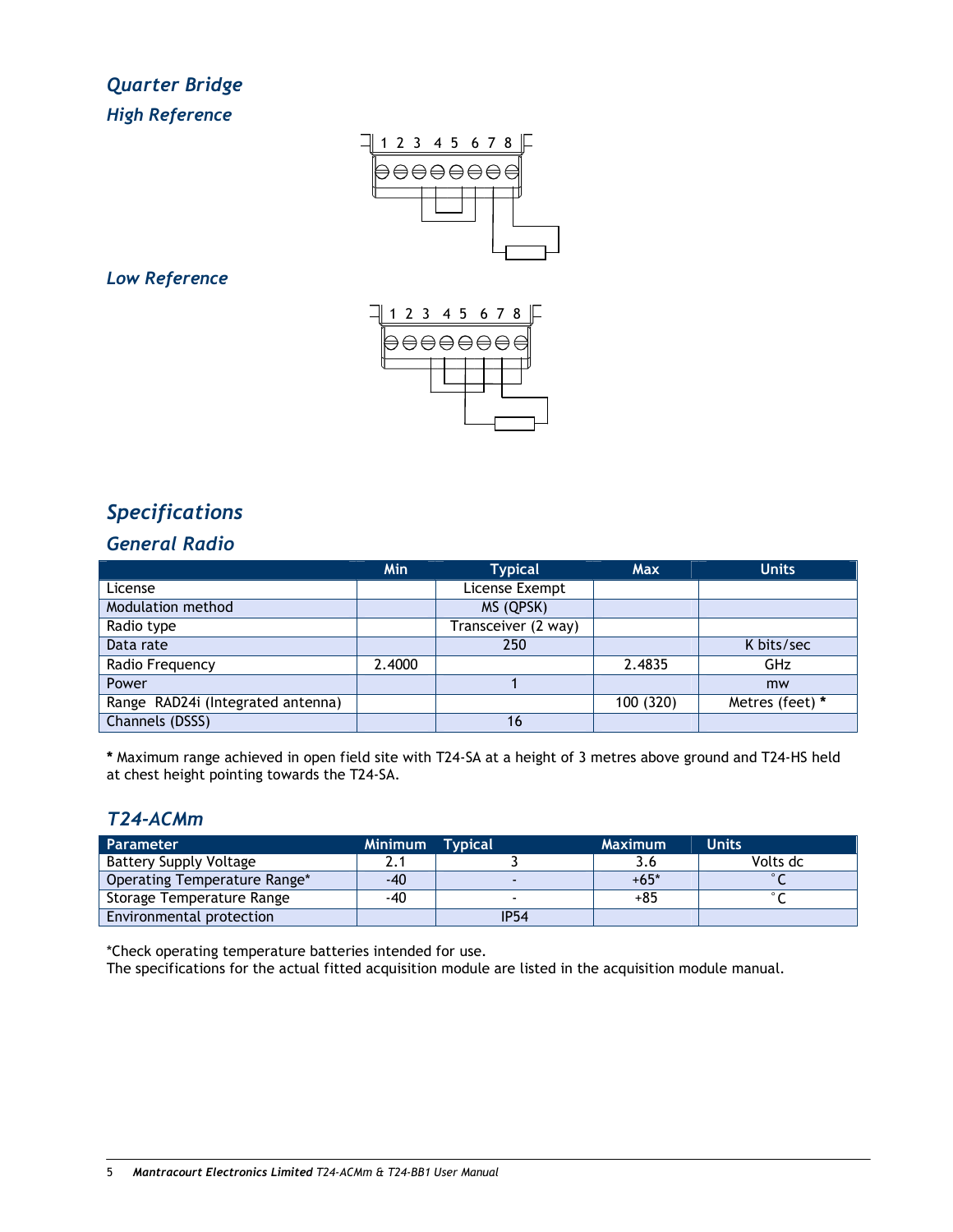## Quarter Bridge

### High Reference

### Low Reference

## Specifications

### General Radio

| | Min | Typical | Max | Units |
|---|---|---|---|---|
| License | | License Exempt | | |
| Modulation method | | MS (QPSK) | | |
| Radio type | | Transceiver (2 way) | | |
| Data rate | | 250 | | K bits/sec |
| Radio Frequency | 2.4000 | | 2.4835 | GHz |
| Power | | 1 | | mw |
| Range RAD24i (Integrated antenna) | | | 100 (320) | Metres (feet) * |
| Channels (DSSS) | | 16 | | |

**\*** Maximum range achieved in open field site with T24-SA at a height of 3 metres above ground and T24-HS held at chest height pointing towards the T24-SA.

### T24-ACMm

| Parameter | Minimum | Typical | Maximum | Units |
|---|---|---|---|---|
| Battery Supply Voltage | 2.1 | 3 | 3.6 | Volts dc |
| Operating Temperature Range* | -40 | - | +65* | °C |
| Storage Temperature Range | -40 | - | +85 | °C |
| Environmental protection | | IP54 | | |

*Check operating temperature batteries intended for use.
The specifications for the actual fitted acquisition module are listed in the acquisition module manual.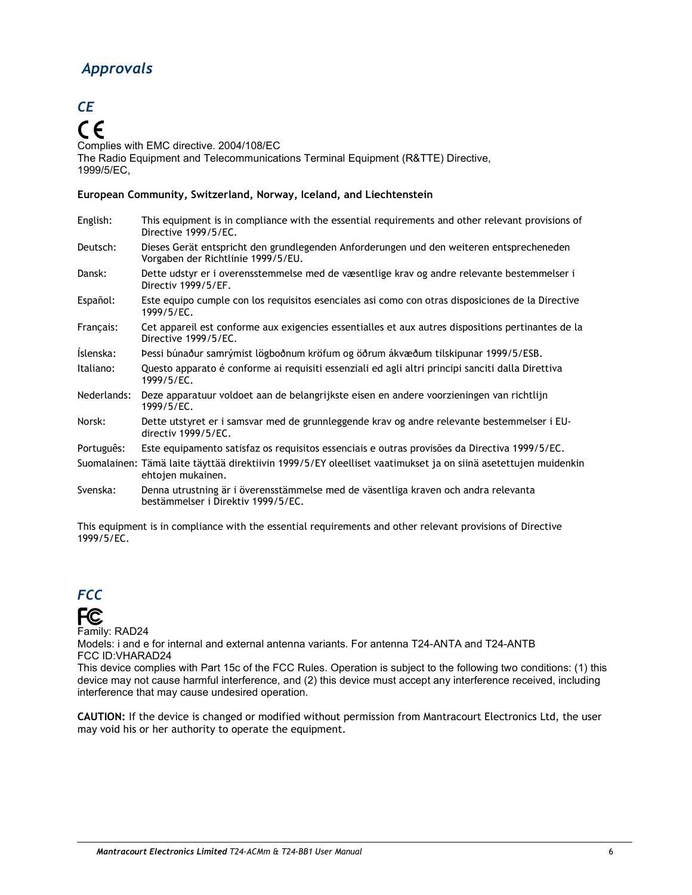# Approvals

## CE

CE

Complies with EMC directive. 2004/108/EC
The Radio Equipment and Telecommunications Terminal Equipment (R&TTE) Directive, 1999/5/EC,

**European Community, Switzerland, Norway, Iceland, and Liechtenstein**

| | |
|---|---|
| English: | This equipment is in compliance with the essential requirements and other relevant provisions of Directive 1999/5/EC. |
| Deutsch: | Dieses Gerät entspricht den grundlegenden Anforderungen und den weiteren entsprecheneden Vorgaben der Richtlinie 1999/5/EU. |
| Dansk: | Dette udstyr er i overensstemmelse med de væsentlige krav og andre relevante bestemmelser i Directiv 1999/5/EF. |
| Español: | Este equipo cumple con los requisitos esenciales asi como con otras disposiciones de la Directive 1999/5/EC. |
| Français: | Cet appareil est conforme aux exigencies essentialles et aux autres dispositions pertinantes de la Directive 1999/5/EC. |
| Íslenska: | Þessi búnaður samrýmist lögboðnum kröfum og öðrum ákvæðum tilskipunar 1999/5/ESB. |
| Italiano: | Questo apparato é conforme ai requisiti essenziali ed agli altri principi sanciti dalla Direttiva 1999/5/EC. |
| Nederlands: | Deze apparatuur voldoet aan de belangrijkste eisen en andere voorzieningen van richtlijn 1999/5/EC. |
| Norsk: | Dette utstyret er i samsvar med de grunnleggende krav og andre relevante bestemmelser i EU-directiv 1999/5/EC. |
| Português: | Este equipamento satisfaz os requisitos essenciais e outras provisões da Directiva 1999/5/EC. |
| Suomalainen: | Tämä laite täyttää direktiivin 1999/5/EY oleelliset vaatimukset ja on siinä asetettujen muidenkin ehtojen mukainen. |
| Svenska: | Denna utrustning är i överensstämmelse med de väsentliga kraven och andra relevanta bestämmelser i Direktiv 1999/5/EC. |

This equipment is in compliance with the essential requirements and other relevant provisions of Directive 1999/5/EC.

## FCC

FC

Family: RAD24
Models: i and e for internal and external antenna variants. For antenna T24-ANTA and T24-ANTB
FCC ID:VHARAD24
This device complies with Part 15c of the FCC Rules. Operation is subject to the following two conditions: (1) this device may not cause harmful interference, and (2) this device must accept any interference received, including interference that may cause undesired operation.

**CAUTION:** If the device is changed or modified without permission from Mantracourt Electronics Ltd, the user may void his or her authority to operate the equipment.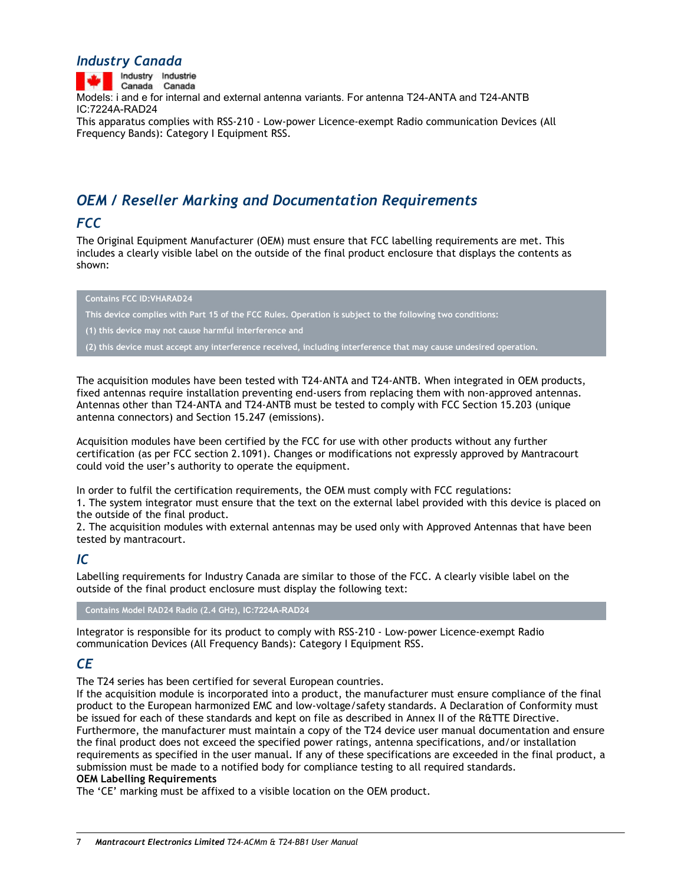## *Industry Canada*

Industry Canada Industrie Canada

Models: i and e for internal and external antenna variants. For antenna T24-ANTA and T24-ANTB
IC:7224A-RAD24

This apparatus complies with RSS-210 - Low-power Licence-exempt Radio communication Devices (All Frequency Bands): Category I Equipment RSS.

## *OEM / Reseller Marking and Documentation Requirements*

### *FCC*

The Original Equipment Manufacturer (OEM) must ensure that FCC labelling requirements are met. This includes a clearly visible label on the outside of the final product enclosure that displays the contents as shown:

> **Contains FCC ID:VHARAD24**
>
> **This device complies with Part 15 of the FCC Rules. Operation is subject to the following two conditions:**
>
> **(1) this device may not cause harmful interference and**
>
> **(2) this device must accept any interference received, including interference that may cause undesired operation.**

The acquisition modules have been tested with T24-ANTA and T24-ANTB. When integrated in OEM products, fixed antennas require installation preventing end-users from replacing them with non-approved antennas. Antennas other than T24-ANTA and T24-ANTB must be tested to comply with FCC Section 15.203 (unique antenna connectors) and Section 15.247 (emissions).

Acquisition modules have been certified by the FCC for use with other products without any further certification (as per FCC section 2.1091). Changes or modifications not expressly approved by Mantracourt could void the user's authority to operate the equipment.

In order to fulfil the certification requirements, the OEM must comply with FCC regulations:
1. The system integrator must ensure that the text on the external label provided with this device is placed on the outside of the final product.
2. The acquisition modules with external antennas may be used only with Approved Antennas that have been tested by mantracourt.

### *IC*

Labelling requirements for Industry Canada are similar to those of the FCC. A clearly visible label on the outside of the final product enclosure must display the following text:

> **Contains Model RAD24 Radio (2.4 GHz), IC:7224A-RAD24**

Integrator is responsible for its product to comply with RSS-210 - Low-power Licence-exempt Radio communication Devices (All Frequency Bands): Category I Equipment RSS.

### *CE*

The T24 series has been certified for several European countries.
If the acquisition module is incorporated into a product, the manufacturer must ensure compliance of the final product to the European harmonized EMC and low-voltage/safety standards. A Declaration of Conformity must be issued for each of these standards and kept on file as described in Annex II of the R&TTE Directive.
Furthermore, the manufacturer must maintain a copy of the T24 device user manual documentation and ensure the final product does not exceed the specified power ratings, antenna specifications, and/or installation requirements as specified in the user manual. If any of these specifications are exceeded in the final product, a submission must be made to a notified body for compliance testing to all required standards.

**OEM Labelling Requirements**

The 'CE' marking must be affixed to a visible location on the OEM product.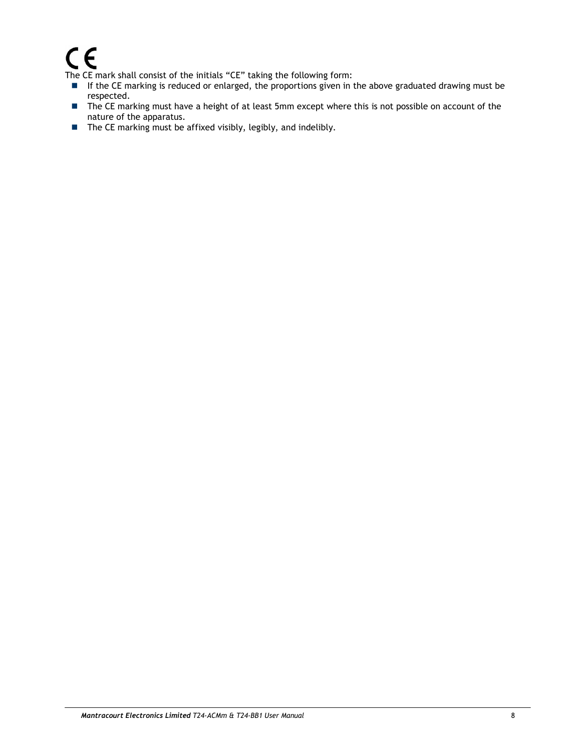CE

The CE mark shall consist of the initials “CE” taking the following form:

- If the CE marking is reduced or enlarged, the proportions given in the above graduated drawing must be respected.
- The CE marking must have a height of at least 5mm except where this is not possible on account of the nature of the apparatus.
- The CE marking must be affixed visibly, legibly, and indelibly.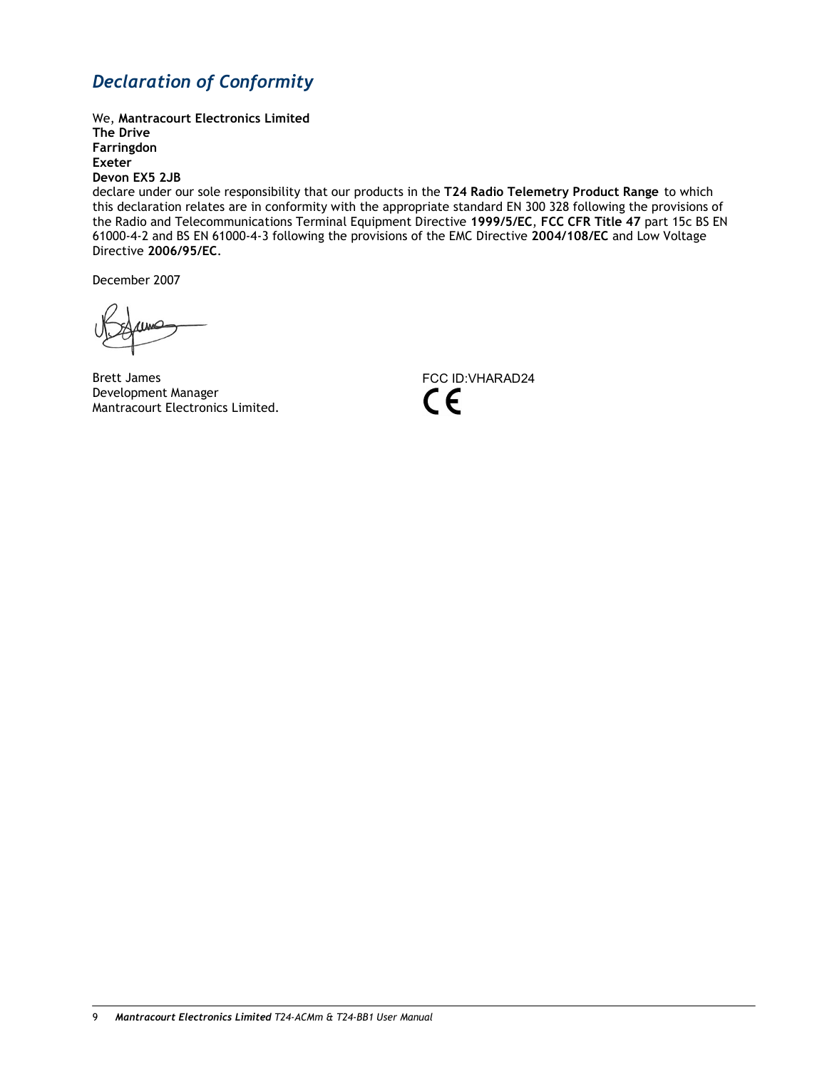## *Declaration of Conformity*

We, **Mantracourt Electronics Limited**
**The Drive**
**Farringdon**
**Exeter**
**Devon EX5 2JB**
declare under our sole responsibility that our products in the **T24 Radio Telemetry Product Range** to which this declaration relates are in conformity with the appropriate standard EN 300 328 following the provisions of the Radio and Telecommunications Terminal Equipment Directive **1999/5/EC**, **FCC CFR Title 47** part 15c BS EN 61000-4-2 and BS EN 61000-4-3 following the provisions of the EMC Directive **2004/108/EC** and Low Voltage Directive **2006/95/EC**.

December 2007

Brett James
Development Manager
Mantracourt Electronics Limited.

FCC ID:VHARAD24
CE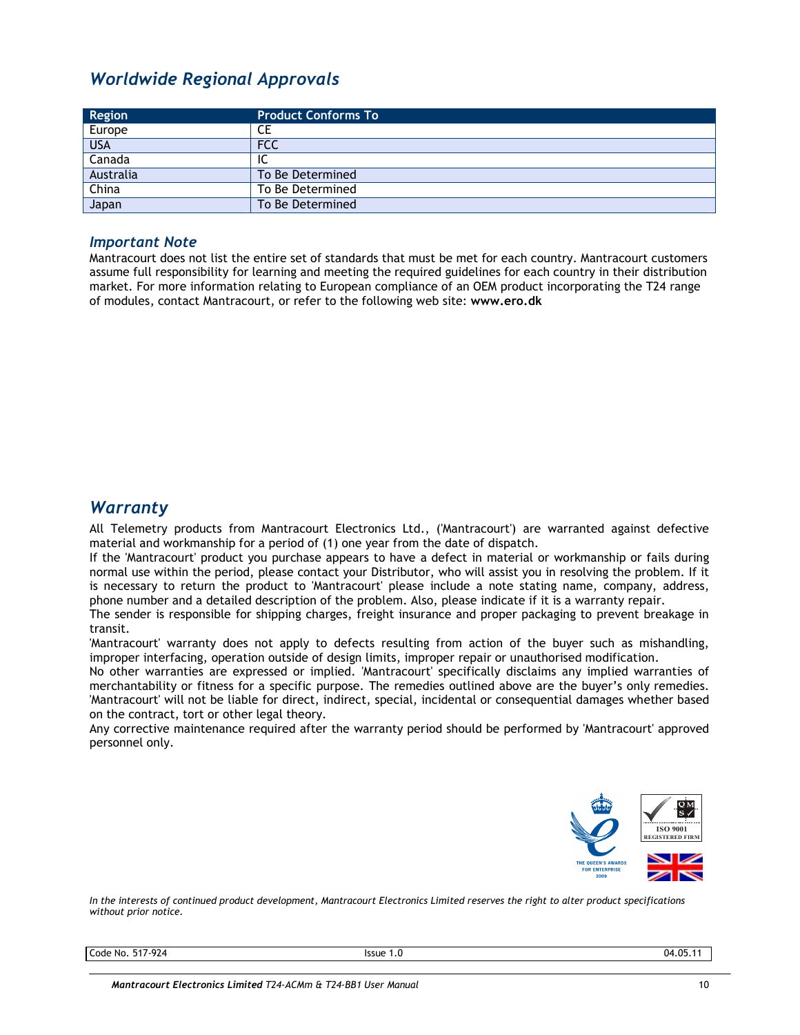## *Worldwide Regional Approvals*

| Region | Product Conforms To |
|---|---|
| Europe | CE |
| USA | FCC |
| Canada | IC |
| Australia | To Be Determined |
| China | To Be Determined |
| Japan | To Be Determined |

### *Important Note*

Mantracourt does not list the entire set of standards that must be met for each country. Mantracourt customers assume full responsibility for learning and meeting the required guidelines for each country in their distribution market. For more information relating to European compliance of an OEM product incorporating the T24 range of modules, contact Mantracourt, or refer to the following web site: **www.ero.dk**

## *Warranty*

All Telemetry products from Mantracourt Electronics Ltd., ('Mantracourt') are warranted against defective material and workmanship for a period of (1) one year from the date of dispatch.

If the 'Mantracourt' product you purchase appears to have a defect in material or workmanship or fails during normal use within the period, please contact your Distributor, who will assist you in resolving the problem. If it is necessary to return the product to 'Mantracourt' please include a note stating name, company, address, phone number and a detailed description of the problem. Also, please indicate if it is a warranty repair.

The sender is responsible for shipping charges, freight insurance and proper packaging to prevent breakage in transit.

'Mantracourt' warranty does not apply to defects resulting from action of the buyer such as mishandling, improper interfacing, operation outside of design limits, improper repair or unauthorised modification.

No other warranties are expressed or implied. 'Mantracourt' specifically disclaims any implied warranties of merchantability or fitness for a specific purpose. The remedies outlined above are the buyer's only remedies. 'Mantracourt' will not be liable for direct, indirect, special, incidental or consequential damages whether based on the contract, tort or other legal theory.

Any corrective maintenance required after the warranty period should be performed by 'Mantracourt' approved personnel only.

THE QUEEN'S AWARDS FOR ENTERPRISE 2009

ISO 9001 REGISTERED FIRM

*In the interests of continued product development, Mantracourt Electronics Limited reserves the right to alter product specifications without prior notice.*

| Code No. 517-924 | Issue 1.0 | 04.05.11 |
|---|---|---|